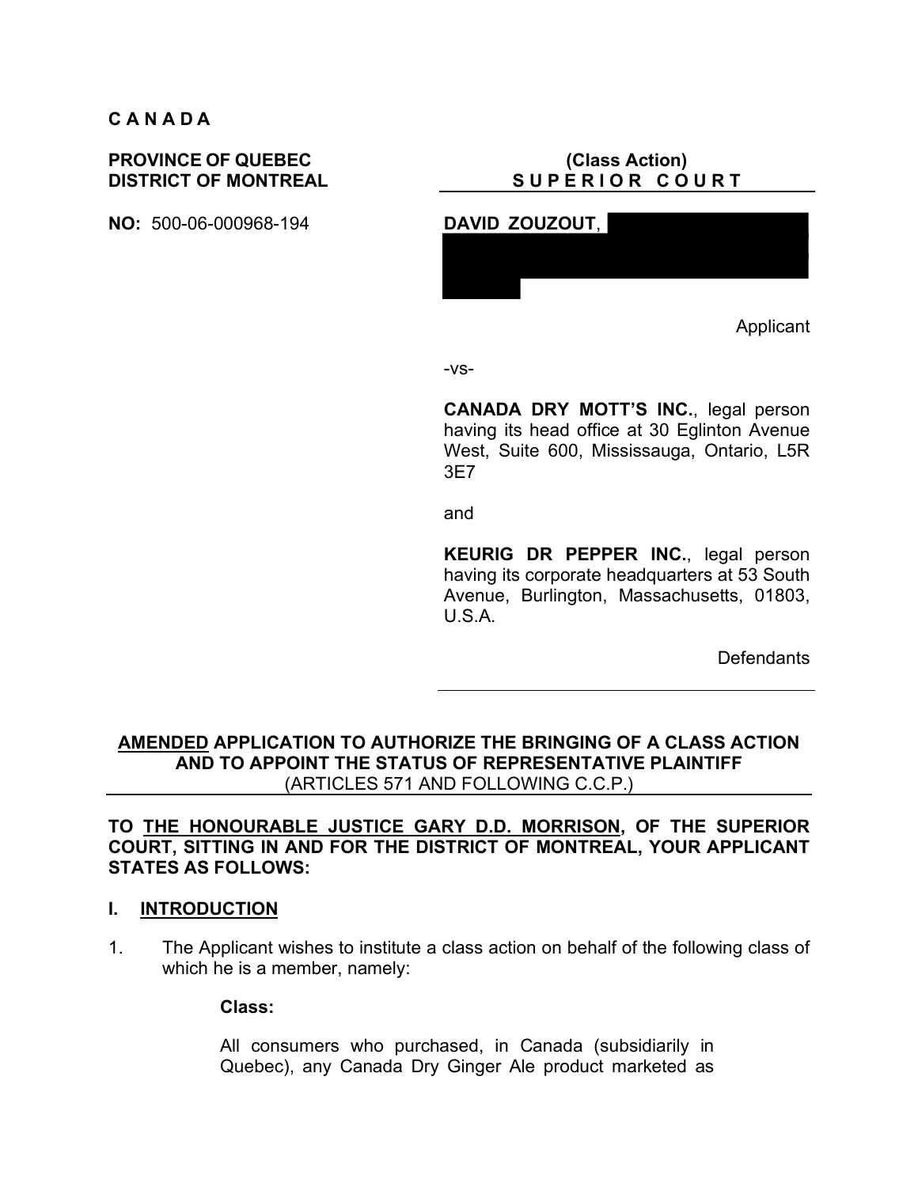**C A N A D A**

**PROVINCE OF QUEBEC**
**DISTRICT OF MONTREAL**

**NO:** 500-06-000968-194

**(Class Action)**
**S U P E R I O R   C O U R T**

---

**DAVID ZOUZOUT**, [redacted]

Applicant

-vs-

**CANADA DRY MOTT'S INC.**, legal person having its head office at 30 Eglinton Avenue West, Suite 600, Mississauga, Ontario, L5R 3E7

and

**KEURIG DR PEPPER INC.**, legal person having its corporate headquarters at 53 South Avenue, Burlington, Massachusetts, 01803, U.S.A.

Defendants

---

**<u>AMENDED</u> APPLICATION TO AUTHORIZE THE BRINGING OF A CLASS ACTION AND TO APPOINT THE STATUS OF REPRESENTATIVE PLAINTIFF**
(ARTICLES 571 AND FOLLOWING C.C.P.)

---

**TO <u>THE HONOURABLE JUSTICE GARY D.D. MORRISON</u>, OF THE SUPERIOR COURT, SITTING IN AND FOR THE DISTRICT OF MONTREAL, YOUR APPLICANT STATES AS FOLLOWS:**

## I. <u>INTRODUCTION</u>

1. The Applicant wishes to institute a class action on behalf of the following class of which he is a member, namely:

    **Class:**

    All consumers who purchased, in Canada (subsidiarily in Quebec), any Canada Dry Ginger Ale product marketed as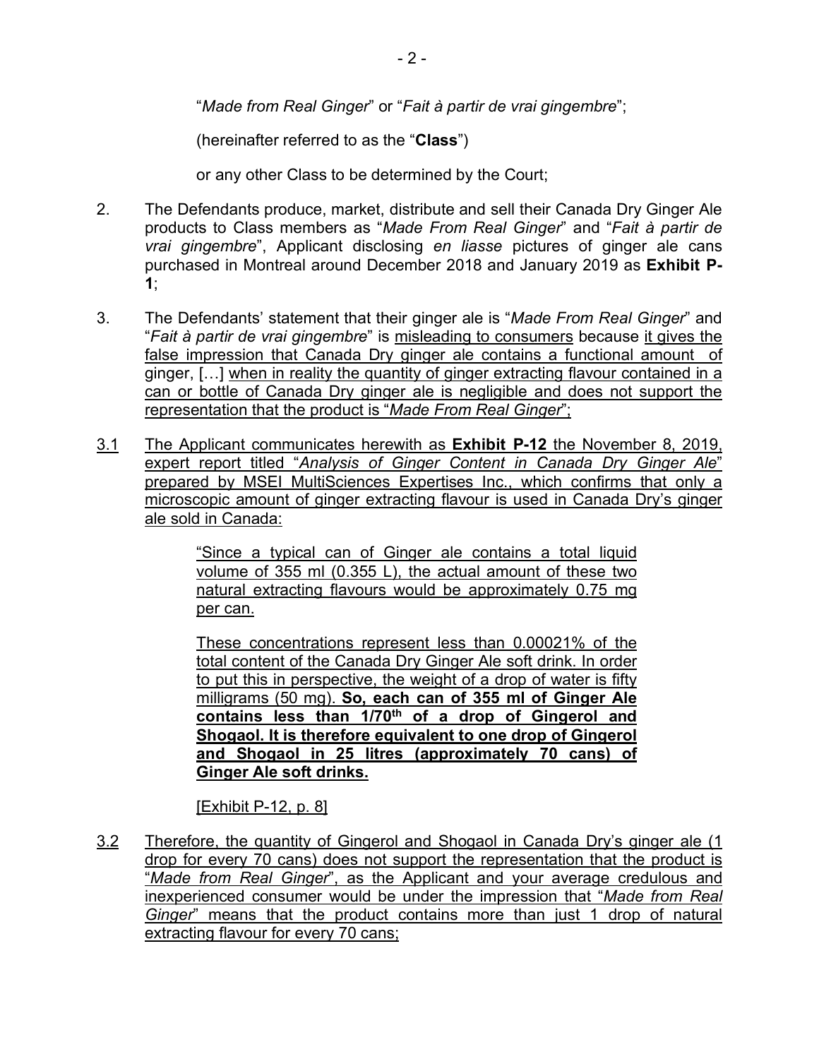"*Made from Real Ginger*" or "*Fait à partir de vrai gingembre*";

(hereinafter referred to as the "**Class**")

or any other Class to be determined by the Court;

2. The Defendants produce, market, distribute and sell their Canada Dry Ginger Ale products to Class members as "*Made From Real Ginger*" and "*Fait à partir de vrai gingembre*", Applicant disclosing *en liasse* pictures of ginger ale cans purchased in Montreal around December 2018 and January 2019 as **Exhibit P-1**;

3. The Defendants' statement that their ginger ale is "*Made From Real Ginger*" and "*Fait à partir de vrai gingembre*" is misleading to consumers because it gives the false impression that Canada Dry ginger ale contains a functional amount of ginger, [...] when in reality the quantity of ginger extracting flavour contained in a can or bottle of Canada Dry ginger ale is negligible and does not support the representation that the product is "*Made From Real Ginger*";

3.1 The Applicant communicates herewith as **Exhibit P-12** the November 8, 2019, expert report titled "*Analysis of Ginger Content in Canada Dry Ginger Ale*" prepared by MSEI MultiSciences Expertises Inc., which confirms that only a microscopic amount of ginger extracting flavour is used in Canada Dry's ginger ale sold in Canada:

> "Since a typical can of Ginger ale contains a total liquid volume of 355 ml (0.355 L), the actual amount of these two natural extracting flavours would be approximately 0.75 mg per can.
>
> These concentrations represent less than 0.00021% of the total content of the Canada Dry Ginger Ale soft drink. In order to put this in perspective, the weight of a drop of water is fifty milligrams (50 mg). **So, each can of 355 ml of Ginger Ale contains less than 1/70$^{th}$ of a drop of Gingerol and Shogaol. It is therefore equivalent to one drop of Gingerol and Shogaol in 25 litres (approximately 70 cans) of Ginger Ale soft drinks.**
>
> [Exhibit P-12, p. 8]

3.2 Therefore, the quantity of Gingerol and Shogaol in Canada Dry's ginger ale (1 drop for every 70 cans) does not support the representation that the product is "*Made from Real Ginger*", as the Applicant and your average credulous and inexperienced consumer would be under the impression that "*Made from Real Ginger*" means that the product contains more than just 1 drop of natural extracting flavour for every 70 cans;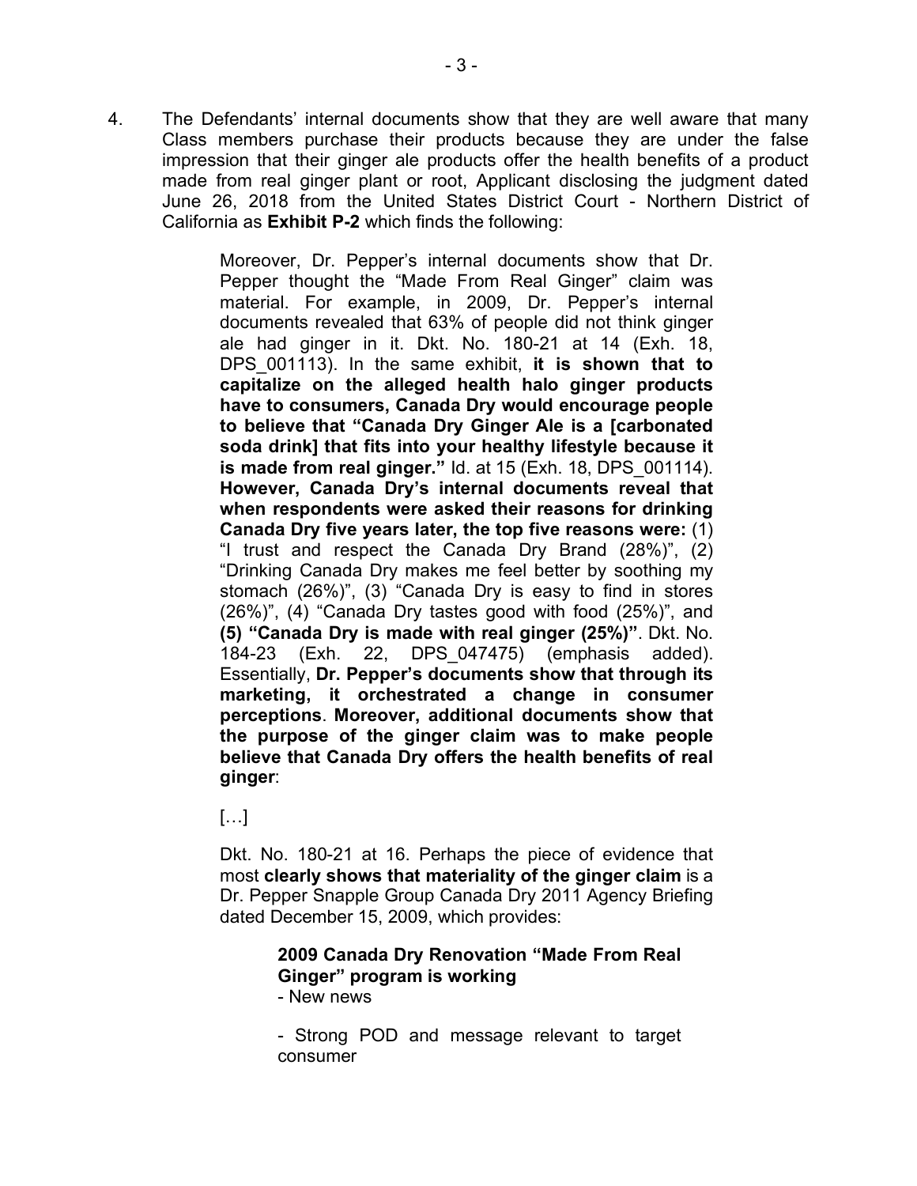4. The Defendants' internal documents show that they are well aware that many Class members purchase their products because they are under the false impression that their ginger ale products offer the health benefits of a product made from real ginger plant or root, Applicant disclosing the judgment dated June 26, 2018 from the United States District Court - Northern District of California as **Exhibit P-2** which finds the following:

> Moreover, Dr. Pepper's internal documents show that Dr. Pepper thought the "Made From Real Ginger" claim was material. For example, in 2009, Dr. Pepper's internal documents revealed that 63% of people did not think ginger ale had ginger in it. Dkt. No. 180-21 at 14 (Exh. 18, DPS_001113). In the same exhibit, **it is shown that to capitalize on the alleged health halo ginger products have to consumers, Canada Dry would encourage people to believe that "Canada Dry Ginger Ale is a [carbonated soda drink] that fits into your healthy lifestyle because it is made from real ginger."** Id. at 15 (Exh. 18, DPS_001114). **However, Canada Dry's internal documents reveal that when respondents were asked their reasons for drinking Canada Dry five years later, the top five reasons were:** (1) "I trust and respect the Canada Dry Brand (28%)", (2) "Drinking Canada Dry makes me feel better by soothing my stomach (26%)", (3) "Canada Dry is easy to find in stores (26%)", (4) "Canada Dry tastes good with food (25%)", and **(5) "Canada Dry is made with real ginger (25%)"**. Dkt. No. 184-23 (Exh. 22, DPS_047475) (emphasis added). Essentially, **Dr. Pepper's documents show that through its marketing, it orchestrated a change in consumer perceptions**. **Moreover, additional documents show that the purpose of the ginger claim was to make people believe that Canada Dry offers the health benefits of real ginger**:
>
> […]
>
> Dkt. No. 180-21 at 16. Perhaps the piece of evidence that most **clearly shows that materiality of the ginger claim** is a Dr. Pepper Snapple Group Canada Dry 2011 Agency Briefing dated December 15, 2009, which provides:
>
> > **2009 Canada Dry Renovation "Made From Real Ginger" program is working**
> >
> > - New news
> >
> > - Strong POD and message relevant to target consumer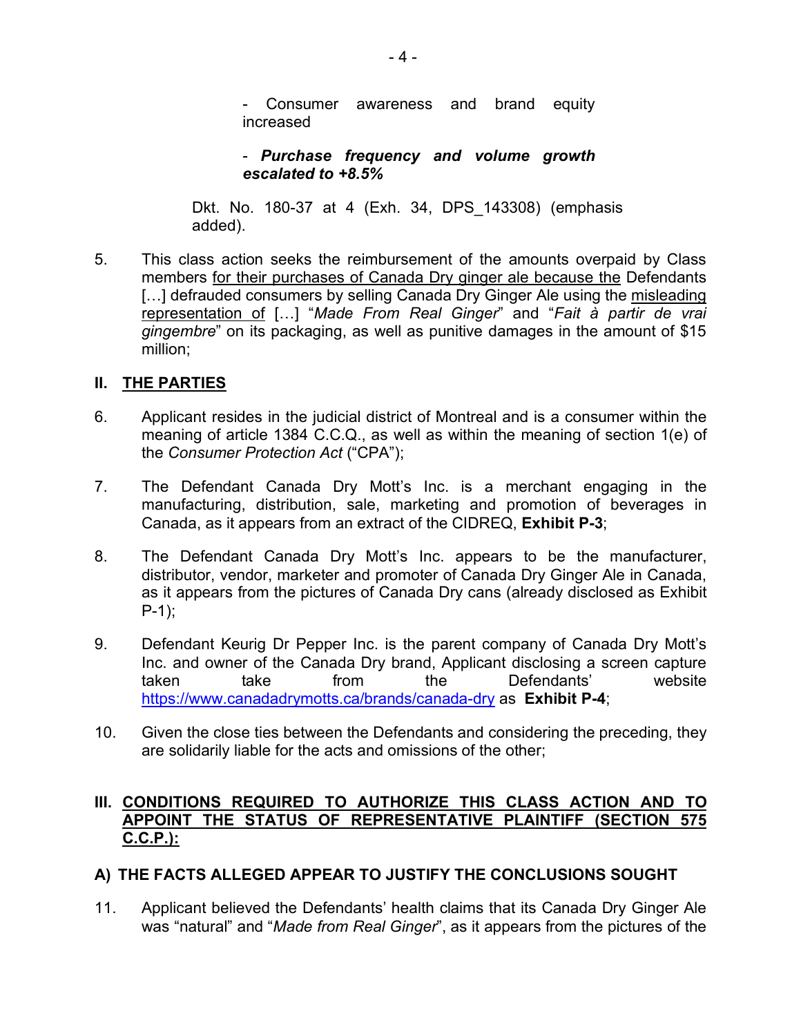> \- Consumer awareness and brand equity increased
>
> \- ***Purchase frequency and volume growth escalated to +8.5%***
>
> Dkt. No. 180-37 at 4 (Exh. 34, DPS_143308) (emphasis added).

5. This class action seeks the reimbursement of the amounts overpaid by Class members <u>for their purchases of Canada Dry ginger ale because the</u> Defendants […] defrauded consumers by selling Canada Dry Ginger Ale using the <u>misleading representation of</u> […] "*Made From Real Ginger*" and "*Fait à partir de vrai gingembre*" on its packaging, as well as punitive damages in the amount of $15 million;

## II. <u>THE PARTIES</u>

6. Applicant resides in the judicial district of Montreal and is a consumer within the meaning of article 1384 C.C.Q., as well as within the meaning of section 1(e) of the *Consumer Protection Act* ("CPA");

7. The Defendant Canada Dry Mott's Inc. is a merchant engaging in the manufacturing, distribution, sale, marketing and promotion of beverages in Canada, as it appears from an extract of the CIDREQ, **Exhibit P-3**;

8. The Defendant Canada Dry Mott's Inc. appears to be the manufacturer, distributor, vendor, marketer and promoter of Canada Dry Ginger Ale in Canada, as it appears from the pictures of Canada Dry cans (already disclosed as Exhibit P-1);

9. Defendant Keurig Dr Pepper Inc. is the parent company of Canada Dry Mott's Inc. and owner of the Canada Dry brand, Applicant disclosing a screen capture taken take from the Defendants' website https://www.canadadrymotts.ca/brands/canada-dry as **Exhibit P-4**;

10. Given the close ties between the Defendants and considering the preceding, they are solidarily liable for the acts and omissions of the other;

## III. <u>CONDITIONS REQUIRED TO AUTHORIZE THIS CLASS ACTION AND TO APPOINT THE STATUS OF REPRESENTATIVE PLAINTIFF (SECTION 575 C.C.P.):</u>

### A) THE FACTS ALLEGED APPEAR TO JUSTIFY THE CONCLUSIONS SOUGHT

11. Applicant believed the Defendants' health claims that its Canada Dry Ginger Ale was "natural" and "*Made from Real Ginger*", as it appears from the pictures of the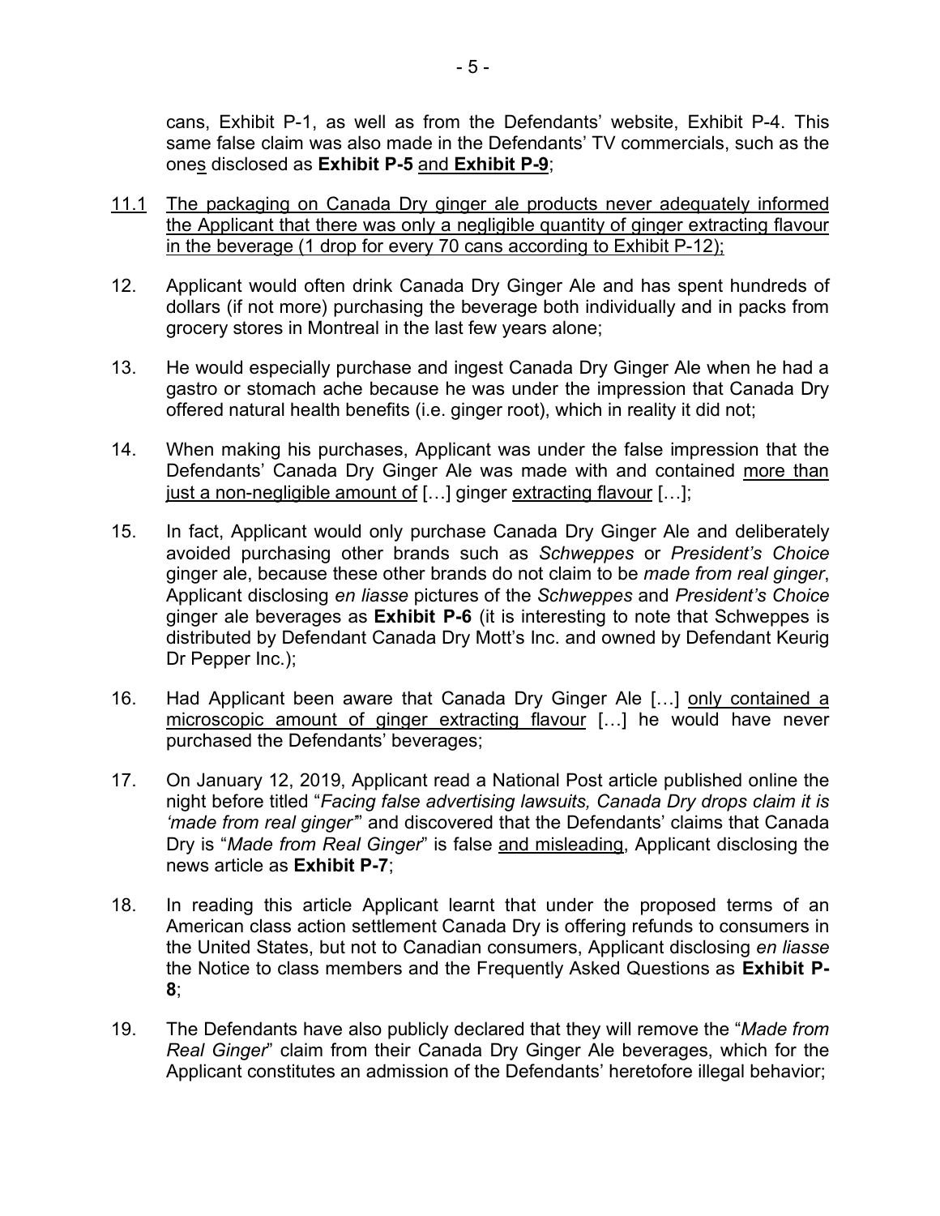cans, Exhibit P-1, as well as from the Defendants' website, Exhibit P-4. This same false claim was also made in the Defendants' TV commercials, such as the ones disclosed as **Exhibit P-5** and **Exhibit P-9**;

11.1 The packaging on Canada Dry ginger ale products never adequately informed the Applicant that there was only a negligible quantity of ginger extracting flavour in the beverage (1 drop for every 70 cans according to Exhibit P-12);

12. Applicant would often drink Canada Dry Ginger Ale and has spent hundreds of dollars (if not more) purchasing the beverage both individually and in packs from grocery stores in Montreal in the last few years alone;

13. He would especially purchase and ingest Canada Dry Ginger Ale when he had a gastro or stomach ache because he was under the impression that Canada Dry offered natural health benefits (i.e. ginger root), which in reality it did not;

14. When making his purchases, Applicant was under the false impression that the Defendants' Canada Dry Ginger Ale was made with and contained more than just a non-negligible amount of […] ginger extracting flavour […];

15. In fact, Applicant would only purchase Canada Dry Ginger Ale and deliberately avoided purchasing other brands such as *Schweppes* or *President's Choice* ginger ale, because these other brands do not claim to be *made from real ginger*, Applicant disclosing *en liasse* pictures of the *Schweppes* and *President's Choice* ginger ale beverages as **Exhibit P-6** (it is interesting to note that Schweppes is distributed by Defendant Canada Dry Mott's Inc. and owned by Defendant Keurig Dr Pepper Inc.);

16. Had Applicant been aware that Canada Dry Ginger Ale […] only contained a microscopic amount of ginger extracting flavour […] he would have never purchased the Defendants' beverages;

17. On January 12, 2019, Applicant read a National Post article published online the night before titled "*Facing false advertising lawsuits, Canada Dry drops claim it is 'made from real ginger'*" and discovered that the Defendants' claims that Canada Dry is "*Made from Real Ginger*" is false and misleading, Applicant disclosing the news article as **Exhibit P-7**;

18. In reading this article Applicant learnt that under the proposed terms of an American class action settlement Canada Dry is offering refunds to consumers in the United States, but not to Canadian consumers, Applicant disclosing *en liasse* the Notice to class members and the Frequently Asked Questions as **Exhibit P-8**;

19. The Defendants have also publicly declared that they will remove the "*Made from Real Ginger*" claim from their Canada Dry Ginger Ale beverages, which for the Applicant constitutes an admission of the Defendants' heretofore illegal behavior;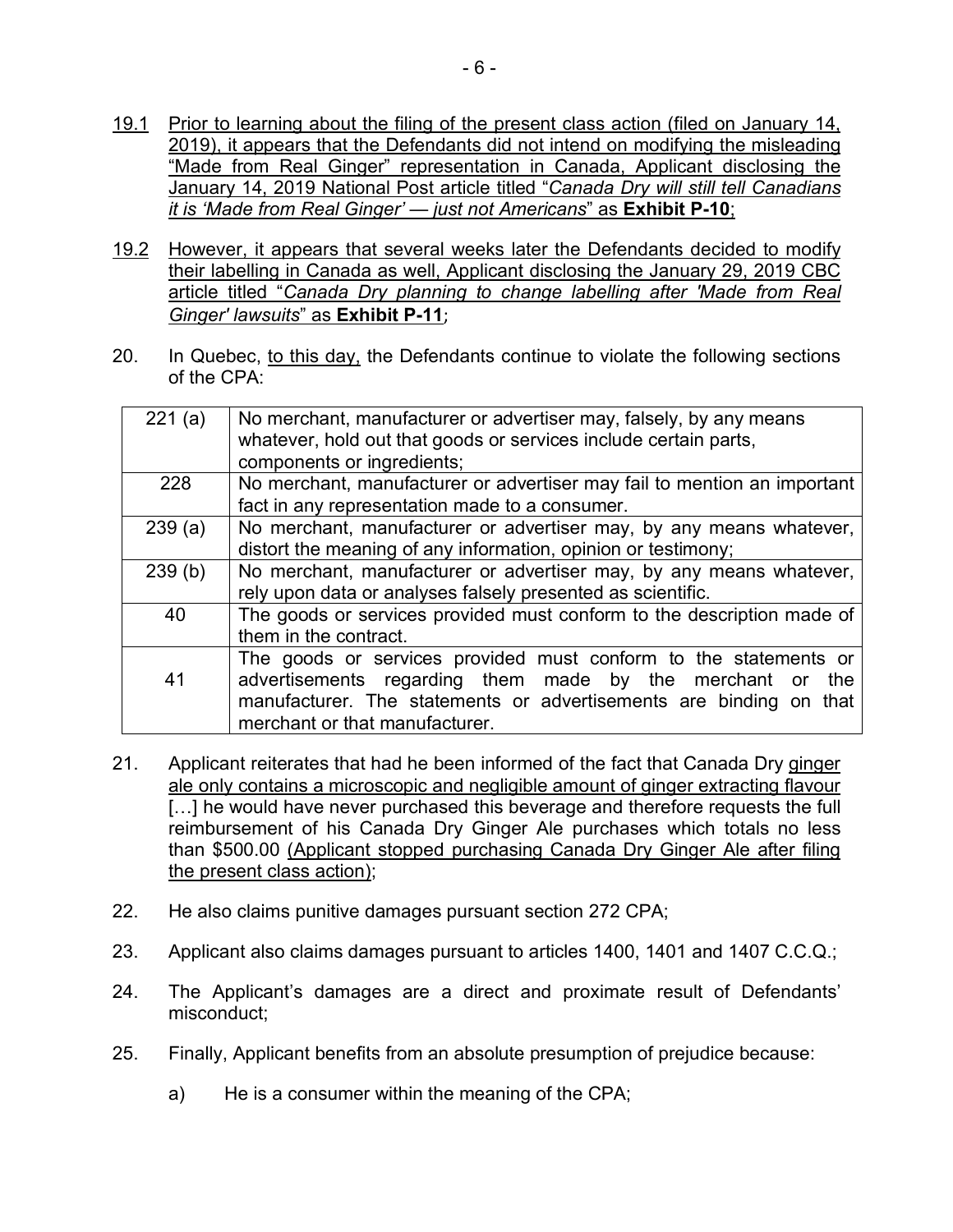19.1 Prior to learning about the filing of the present class action (filed on January 14, 2019), it appears that the Defendants did not intend on modifying the misleading "Made from Real Ginger" representation in Canada, Applicant disclosing the January 14, 2019 National Post article titled "*Canada Dry will still tell Canadians it is 'Made from Real Ginger' — just not Americans*" as **Exhibit P-10**;

19.2 However, it appears that several weeks later the Defendants decided to modify their labelling in Canada as well, Applicant disclosing the January 29, 2019 CBC article titled "*Canada Dry planning to change labelling after 'Made from Real Ginger' lawsuits*" as **Exhibit P-11**;

20. In Quebec, to this day, the Defendants continue to violate the following sections of the CPA:

| | |
|---|---|
| 221 (a) | No merchant, manufacturer or advertiser may, falsely, by any means whatever, hold out that goods or services include certain parts, components or ingredients; |
| 228 | No merchant, manufacturer or advertiser may fail to mention an important fact in any representation made to a consumer. |
| 239 (a) | No merchant, manufacturer or advertiser may, by any means whatever, distort the meaning of any information, opinion or testimony; |
| 239 (b) | No merchant, manufacturer or advertiser may, by any means whatever, rely upon data or analyses falsely presented as scientific. |
| 40 | The goods or services provided must conform to the description made of them in the contract. |
| 41 | The goods or services provided must conform to the statements or advertisements regarding them made by the merchant or the manufacturer. The statements or advertisements are binding on that merchant or that manufacturer. |

21. Applicant reiterates that had he been informed of the fact that Canada Dry ginger ale only contains a microscopic and negligible amount of ginger extracting flavour […] he would have never purchased this beverage and therefore requests the full reimbursement of his Canada Dry Ginger Ale purchases which totals no less than $500.00 (Applicant stopped purchasing Canada Dry Ginger Ale after filing the present class action);

22. He also claims punitive damages pursuant section 272 CPA;

23. Applicant also claims damages pursuant to articles 1400, 1401 and 1407 C.C.Q.;

24. The Applicant's damages are a direct and proximate result of Defendants' misconduct;

25. Finally, Applicant benefits from an absolute presumption of prejudice because:

   a) He is a consumer within the meaning of the CPA;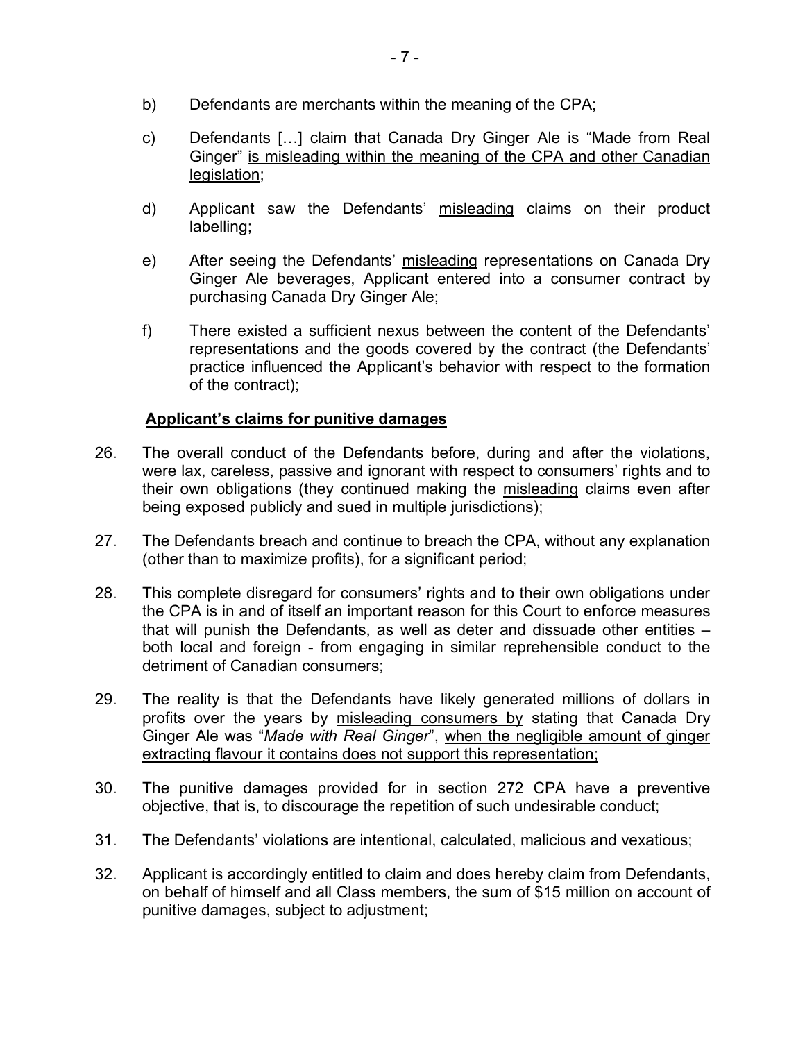b) Defendants are merchants within the meaning of the CPA;

c) Defendants […] claim that Canada Dry Ginger Ale is "Made from Real Ginger" <u>is misleading within the meaning of the CPA and other Canadian legislation</u>;

d) Applicant saw the Defendants' <u>misleading</u> claims on their product labelling;

e) After seeing the Defendants' <u>misleading</u> representations on Canada Dry Ginger Ale beverages, Applicant entered into a consumer contract by purchasing Canada Dry Ginger Ale;

f) There existed a sufficient nexus between the content of the Defendants' representations and the goods covered by the contract (the Defendants' practice influenced the Applicant's behavior with respect to the formation of the contract);

**<u>Applicant's claims for punitive damages</u>**

26. The overall conduct of the Defendants before, during and after the violations, were lax, careless, passive and ignorant with respect to consumers' rights and to their own obligations (they continued making the <u>misleading</u> claims even after being exposed publicly and sued in multiple jurisdictions);

27. The Defendants breach and continue to breach the CPA, without any explanation (other than to maximize profits), for a significant period;

28. This complete disregard for consumers' rights and to their own obligations under the CPA is in and of itself an important reason for this Court to enforce measures that will punish the Defendants, as well as deter and dissuade other entities – both local and foreign - from engaging in similar reprehensible conduct to the detriment of Canadian consumers;

29. The reality is that the Defendants have likely generated millions of dollars in profits over the years by <u>misleading consumers by</u> stating that Canada Dry Ginger Ale was "*Made with Real Ginger*", <u>when the negligible amount of ginger extracting flavour it contains does not support this representation;</u>

30. The punitive damages provided for in section 272 CPA have a preventive objective, that is, to discourage the repetition of such undesirable conduct;

31. The Defendants' violations are intentional, calculated, malicious and vexatious;

32. Applicant is accordingly entitled to claim and does hereby claim from Defendants, on behalf of himself and all Class members, the sum of $15 million on account of punitive damages, subject to adjustment;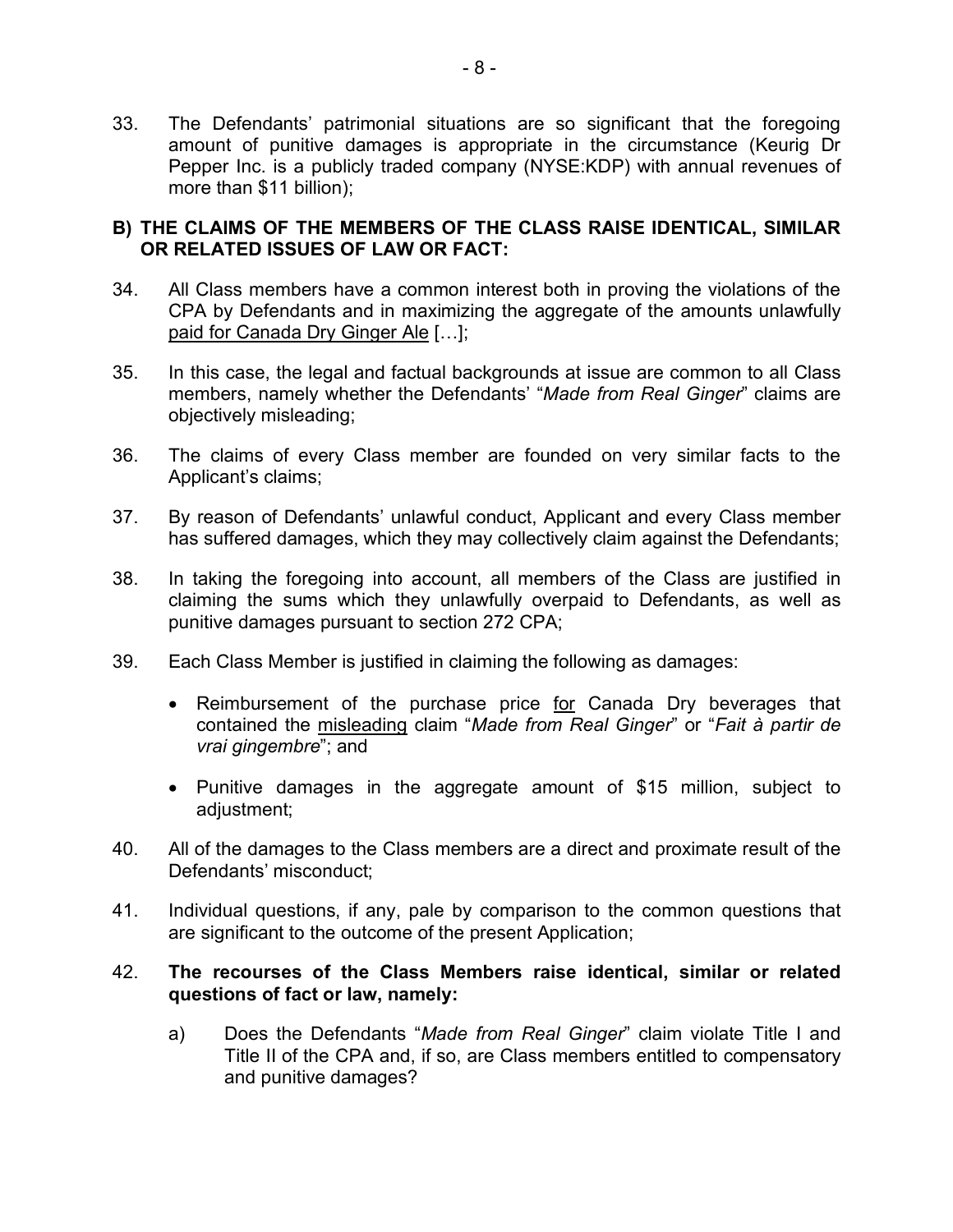33. The Defendants' patrimonial situations are so significant that the foregoing amount of punitive damages is appropriate in the circumstance (Keurig Dr Pepper Inc. is a publicly traded company (NYSE:KDP) with annual revenues of more than $11 billion);

**B) THE CLAIMS OF THE MEMBERS OF THE CLASS RAISE IDENTICAL, SIMILAR OR RELATED ISSUES OF LAW OR FACT:**

34. All Class members have a common interest both in proving the violations of the CPA by Defendants and in maximizing the aggregate of the amounts unlawfully paid for Canada Dry Ginger Ale […];

35. In this case, the legal and factual backgrounds at issue are common to all Class members, namely whether the Defendants' "*Made from Real Ginger*" claims are objectively misleading;

36. The claims of every Class member are founded on very similar facts to the Applicant's claims;

37. By reason of Defendants' unlawful conduct, Applicant and every Class member has suffered damages, which they may collectively claim against the Defendants;

38. In taking the foregoing into account, all members of the Class are justified in claiming the sums which they unlawfully overpaid to Defendants, as well as punitive damages pursuant to section 272 CPA;

39. Each Class Member is justified in claiming the following as damages:

   - Reimbursement of the purchase price for Canada Dry beverages that contained the misleading claim "*Made from Real Ginger*" or "*Fait à partir de vrai gingembre*"; and
   - Punitive damages in the aggregate amount of $15 million, subject to adjustment;

40. All of the damages to the Class members are a direct and proximate result of the Defendants' misconduct;

41. Individual questions, if any, pale by comparison to the common questions that are significant to the outcome of the present Application;

42. **The recourses of the Class Members raise identical, similar or related questions of fact or law, namely:**

   a) Does the Defendants "*Made from Real Ginger*" claim violate Title I and Title II of the CPA and, if so, are Class members entitled to compensatory and punitive damages?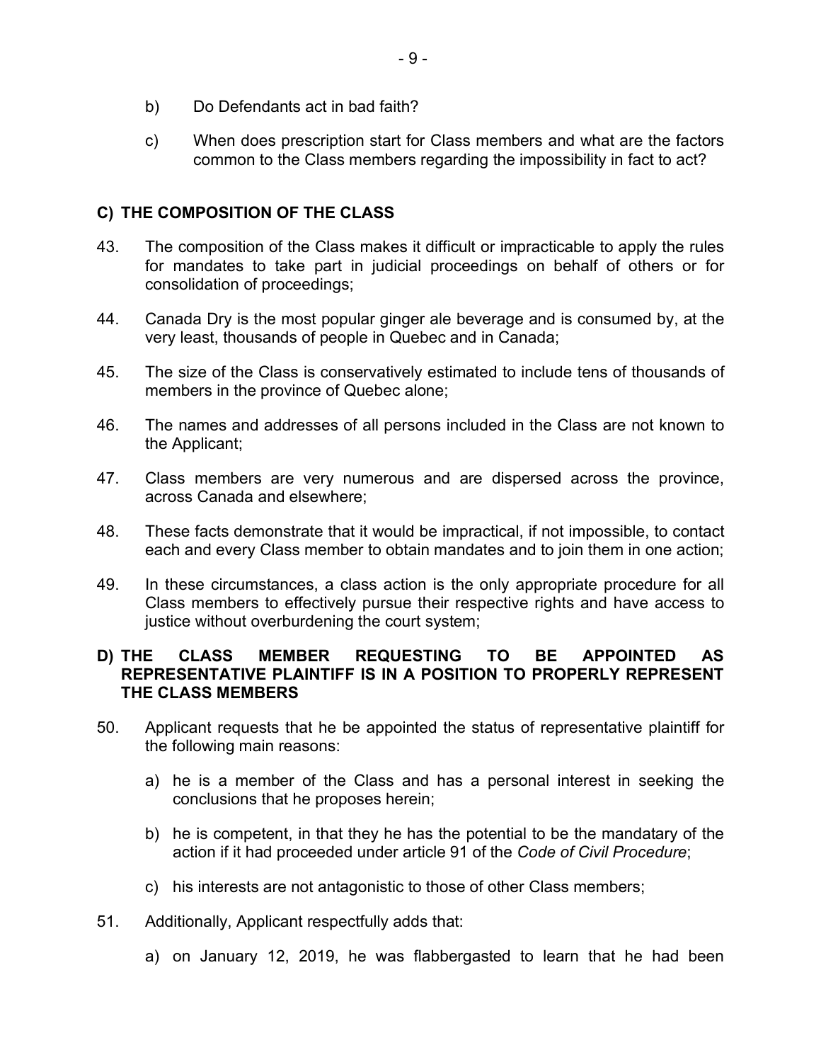b) Do Defendants act in bad faith?

c) When does prescription start for Class members and what are the factors common to the Class members regarding the impossibility in fact to act?

**C) THE COMPOSITION OF THE CLASS**

43. The composition of the Class makes it difficult or impracticable to apply the rules for mandates to take part in judicial proceedings on behalf of others or for consolidation of proceedings;

44. Canada Dry is the most popular ginger ale beverage and is consumed by, at the very least, thousands of people in Quebec and in Canada;

45. The size of the Class is conservatively estimated to include tens of thousands of members in the province of Quebec alone;

46. The names and addresses of all persons included in the Class are not known to the Applicant;

47. Class members are very numerous and are dispersed across the province, across Canada and elsewhere;

48. These facts demonstrate that it would be impractical, if not impossible, to contact each and every Class member to obtain mandates and to join them in one action;

49. In these circumstances, a class action is the only appropriate procedure for all Class members to effectively pursue their respective rights and have access to justice without overburdening the court system;

**D) THE CLASS MEMBER REQUESTING TO BE APPOINTED AS REPRESENTATIVE PLAINTIFF IS IN A POSITION TO PROPERLY REPRESENT THE CLASS MEMBERS**

50. Applicant requests that he be appointed the status of representative plaintiff for the following main reasons:

a) he is a member of the Class and has a personal interest in seeking the conclusions that he proposes herein;

b) he is competent, in that they he has the potential to be the mandatary of the action if it had proceeded under article 91 of the *Code of Civil Procedure*;

c) his interests are not antagonistic to those of other Class members;

51. Additionally, Applicant respectfully adds that:

a) on January 12, 2019, he was flabbergasted to learn that he had been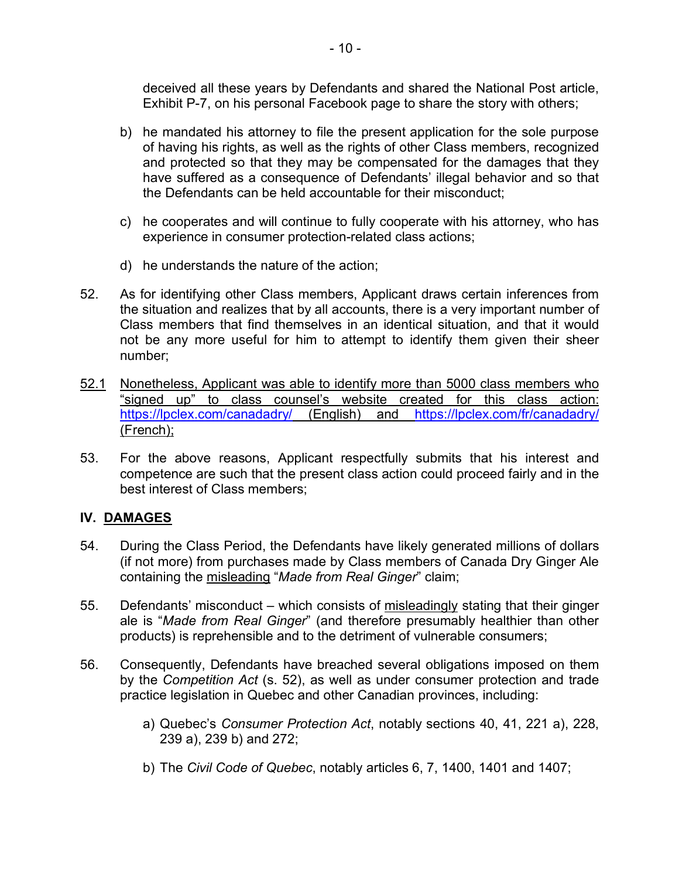deceived all these years by Defendants and shared the National Post article, Exhibit P-7, on his personal Facebook page to share the story with others;

b) he mandated his attorney to file the present application for the sole purpose of having his rights, as well as the rights of other Class members, recognized and protected so that they may be compensated for the damages that they have suffered as a consequence of Defendants' illegal behavior and so that the Defendants can be held accountable for their misconduct;

c) he cooperates and will continue to fully cooperate with his attorney, who has experience in consumer protection-related class actions;

d) he understands the nature of the action;

52. As for identifying other Class members, Applicant draws certain inferences from the situation and realizes that by all accounts, there is a very important number of Class members that find themselves in an identical situation, and that it would not be any more useful for him to attempt to identify them given their sheer number;

52.1 Nonetheless, Applicant was able to identify more than 5000 class members who "signed up" to class counsel's website created for this class action: https://lpclex.com/canadadry/ (English) and https://lpclex.com/fr/canadadry/ (French);

53. For the above reasons, Applicant respectfully submits that his interest and competence are such that the present class action could proceed fairly and in the best interest of Class members;

## IV. DAMAGES

54. During the Class Period, the Defendants have likely generated millions of dollars (if not more) from purchases made by Class members of Canada Dry Ginger Ale containing the misleading "*Made from Real Ginger*" claim;

55. Defendants' misconduct – which consists of misleadingly stating that their ginger ale is "*Made from Real Ginger*" (and therefore presumably healthier than other products) is reprehensible and to the detriment of vulnerable consumers;

56. Consequently, Defendants have breached several obligations imposed on them by the *Competition Act* (s. 52), as well as under consumer protection and trade practice legislation in Quebec and other Canadian provinces, including:

a) Quebec's *Consumer Protection Act*, notably sections 40, 41, 221 a), 228, 239 a), 239 b) and 272;

b) The *Civil Code of Quebec*, notably articles 6, 7, 1400, 1401 and 1407;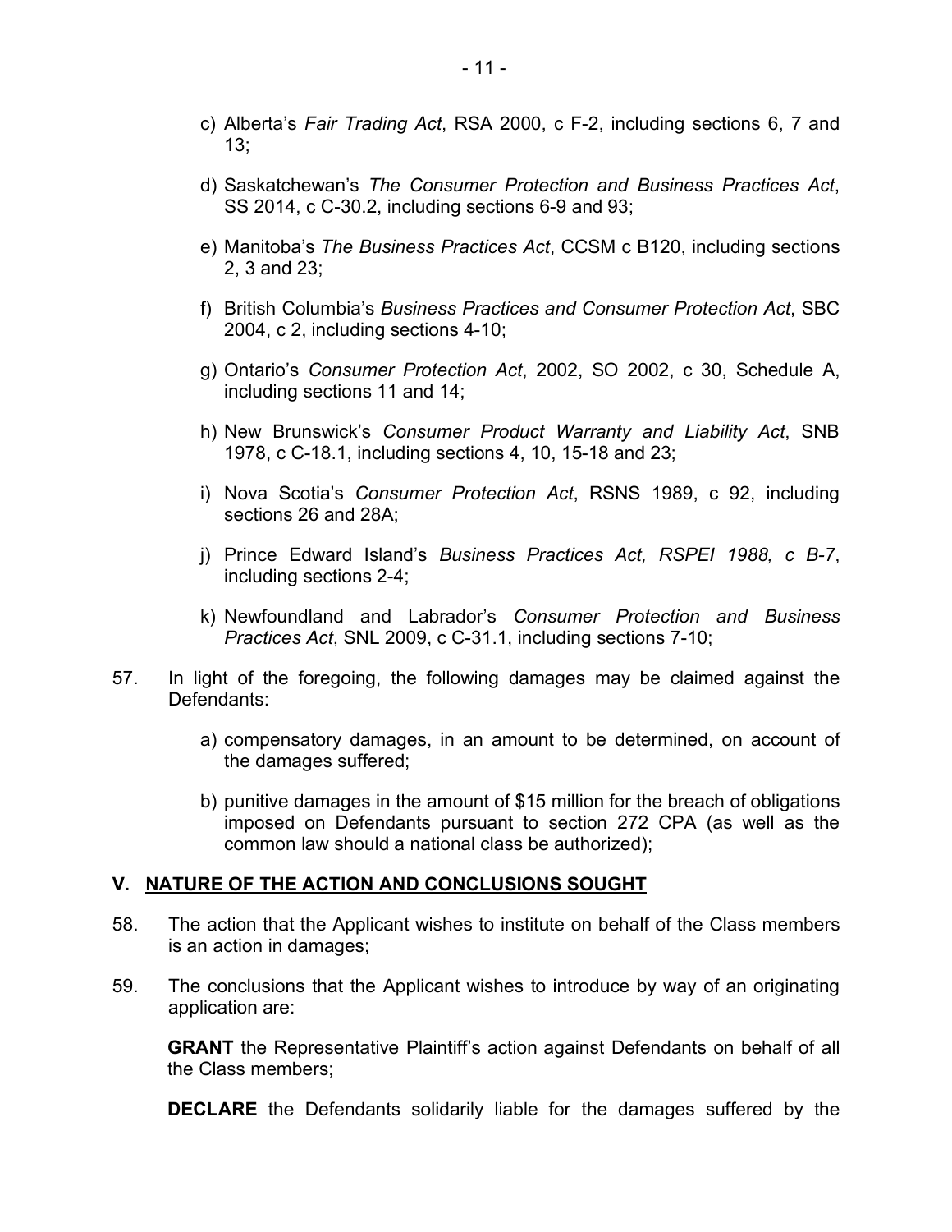c) Alberta's *Fair Trading Act*, RSA 2000, c F-2, including sections 6, 7 and 13;

d) Saskatchewan's *The Consumer Protection and Business Practices Act*, SS 2014, c C-30.2, including sections 6-9 and 93;

e) Manitoba's *The Business Practices Act*, CCSM c B120, including sections 2, 3 and 23;

f) British Columbia's *Business Practices and Consumer Protection Act*, SBC 2004, c 2, including sections 4-10;

g) Ontario's *Consumer Protection Act*, 2002, SO 2002, c 30, Schedule A, including sections 11 and 14;

h) New Brunswick's *Consumer Product Warranty and Liability Act*, SNB 1978, c C-18.1, including sections 4, 10, 15-18 and 23;

i) Nova Scotia's *Consumer Protection Act*, RSNS 1989, c 92, including sections 26 and 28A;

j) Prince Edward Island's *Business Practices Act, RSPEI 1988, c B-7*, including sections 2-4;

k) Newfoundland and Labrador's *Consumer Protection and Business Practices Act*, SNL 2009, c C-31.1, including sections 7-10;

57. In light of the foregoing, the following damages may be claimed against the Defendants:

a) compensatory damages, in an amount to be determined, on account of the damages suffered;

b) punitive damages in the amount of $15 million for the breach of obligations imposed on Defendants pursuant to section 272 CPA (as well as the common law should a national class be authorized);

## V. NATURE OF THE ACTION AND CONCLUSIONS SOUGHT

58. The action that the Applicant wishes to institute on behalf of the Class members is an action in damages;

59. The conclusions that the Applicant wishes to introduce by way of an originating application are:

**GRANT** the Representative Plaintiff's action against Defendants on behalf of all the Class members;

**DECLARE** the Defendants solidarily liable for the damages suffered by the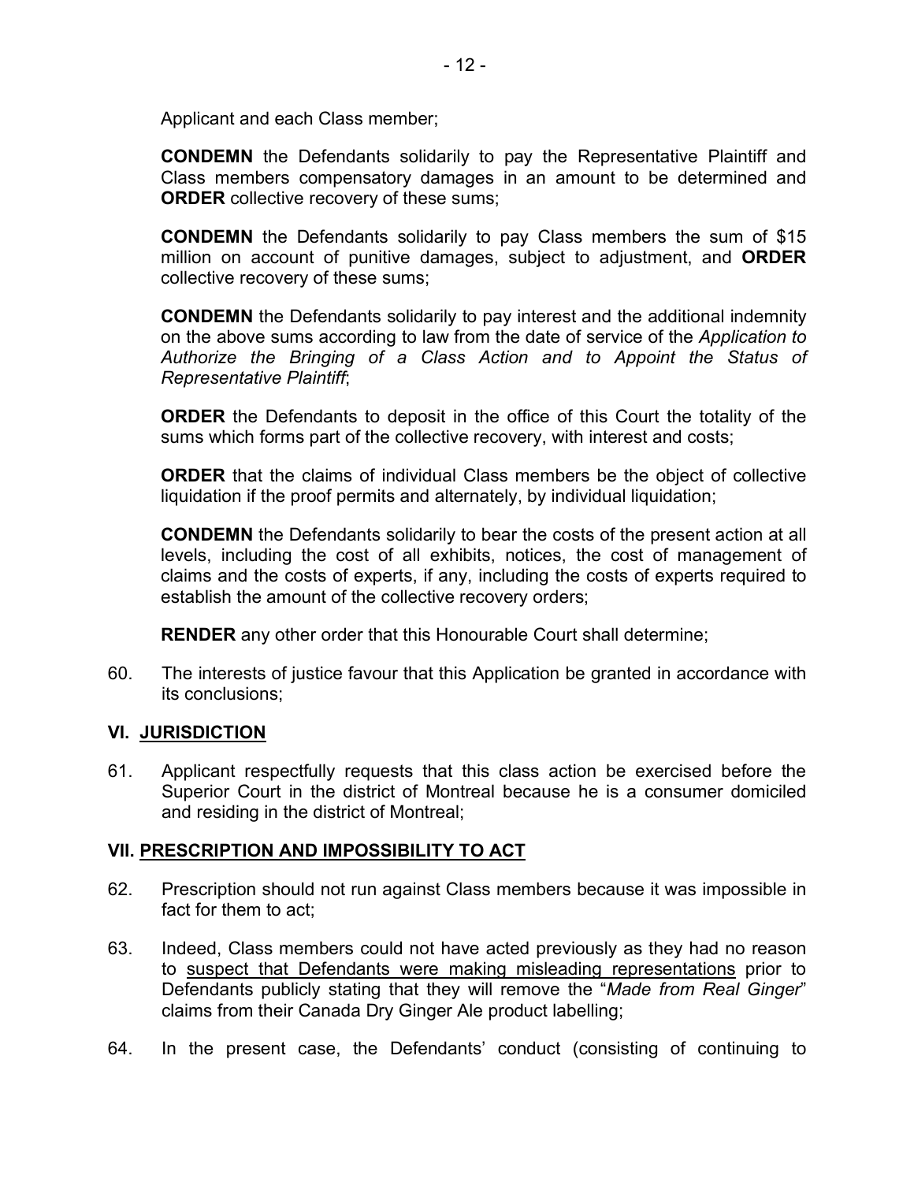Applicant and each Class member;

**CONDEMN** the Defendants solidarily to pay the Representative Plaintiff and Class members compensatory damages in an amount to be determined and **ORDER** collective recovery of these sums;

**CONDEMN** the Defendants solidarily to pay Class members the sum of $15 million on account of punitive damages, subject to adjustment, and **ORDER** collective recovery of these sums;

**CONDEMN** the Defendants solidarily to pay interest and the additional indemnity on the above sums according to law from the date of service of the *Application to Authorize the Bringing of a Class Action and to Appoint the Status of Representative Plaintiff*;

**ORDER** the Defendants to deposit in the office of this Court the totality of the sums which forms part of the collective recovery, with interest and costs;

**ORDER** that the claims of individual Class members be the object of collective liquidation if the proof permits and alternately, by individual liquidation;

**CONDEMN** the Defendants solidarily to bear the costs of the present action at all levels, including the cost of all exhibits, notices, the cost of management of claims and the costs of experts, if any, including the costs of experts required to establish the amount of the collective recovery orders;

**RENDER** any other order that this Honourable Court shall determine;

60. The interests of justice favour that this Application be granted in accordance with its conclusions;

## VI. JURISDICTION

61. Applicant respectfully requests that this class action be exercised before the Superior Court in the district of Montreal because he is a consumer domiciled and residing in the district of Montreal;

## VII. PRESCRIPTION AND IMPOSSIBILITY TO ACT

62. Prescription should not run against Class members because it was impossible in fact for them to act;

63. Indeed, Class members could not have acted previously as they had no reason to suspect that Defendants were making misleading representations prior to Defendants publicly stating that they will remove the "*Made from Real Ginger*" claims from their Canada Dry Ginger Ale product labelling;

64. In the present case, the Defendants' conduct (consisting of continuing to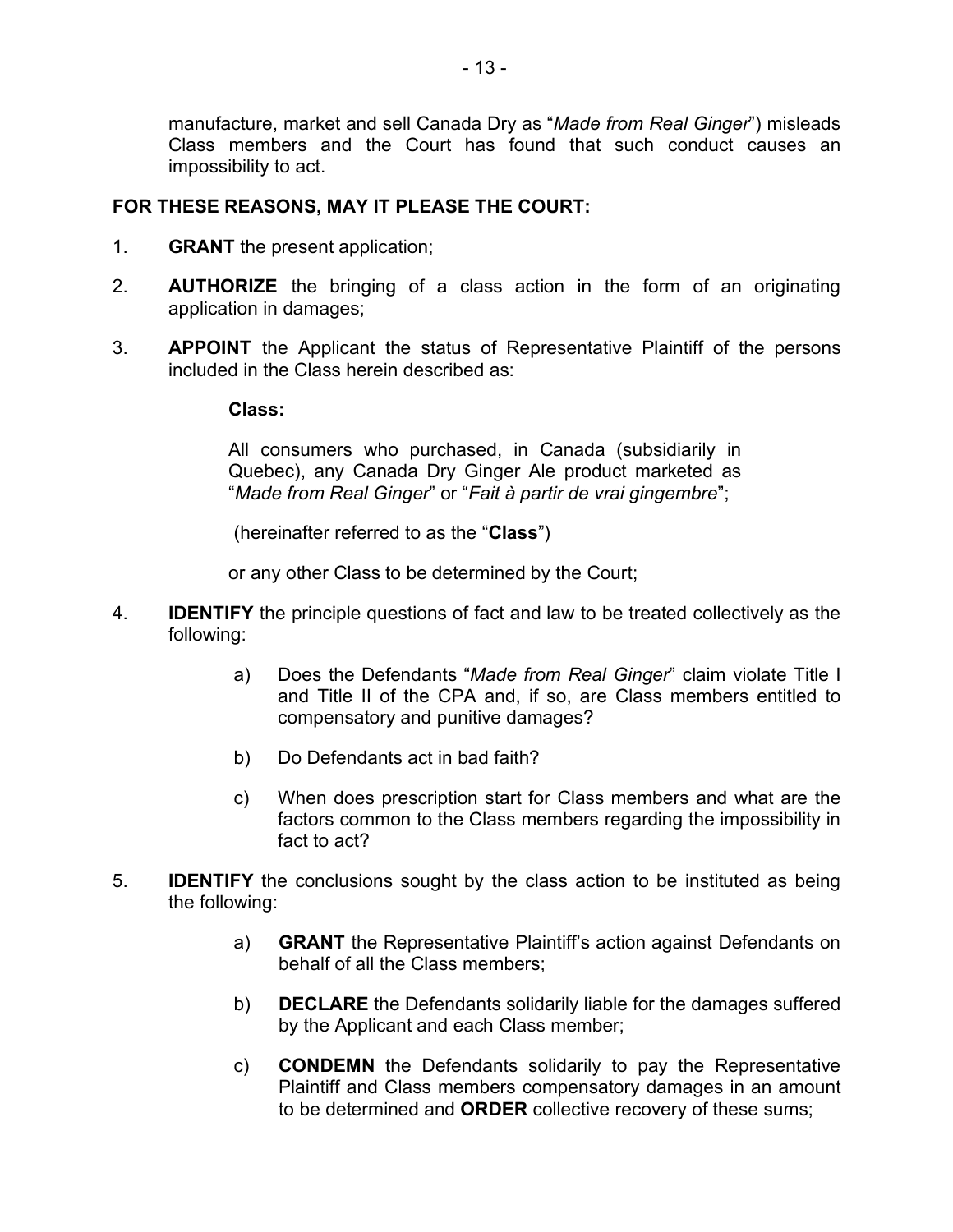manufacture, market and sell Canada Dry as "*Made from Real Ginger*") misleads Class members and the Court has found that such conduct causes an impossibility to act.

**FOR THESE REASONS, MAY IT PLEASE THE COURT:**

1. **GRANT** the present application;

2. **AUTHORIZE** the bringing of a class action in the form of an originating application in damages;

3. **APPOINT** the Applicant the status of Representative Plaintiff of the persons included in the Class herein described as:

   **Class:**

   All consumers who purchased, in Canada (subsidiarily in Quebec), any Canada Dry Ginger Ale product marketed as "*Made from Real Ginger*" or "*Fait à partir de vrai gingembre*";

   (hereinafter referred to as the "**Class**")

   or any other Class to be determined by the Court;

4. **IDENTIFY** the principle questions of fact and law to be treated collectively as the following:

   a) Does the Defendants "*Made from Real Ginger*" claim violate Title I and Title II of the CPA and, if so, are Class members entitled to compensatory and punitive damages?

   b) Do Defendants act in bad faith?

   c) When does prescription start for Class members and what are the factors common to the Class members regarding the impossibility in fact to act?

5. **IDENTIFY** the conclusions sought by the class action to be instituted as being the following:

   a) **GRANT** the Representative Plaintiff's action against Defendants on behalf of all the Class members;

   b) **DECLARE** the Defendants solidarily liable for the damages suffered by the Applicant and each Class member;

   c) **CONDEMN** the Defendants solidarily to pay the Representative Plaintiff and Class members compensatory damages in an amount to be determined and **ORDER** collective recovery of these sums;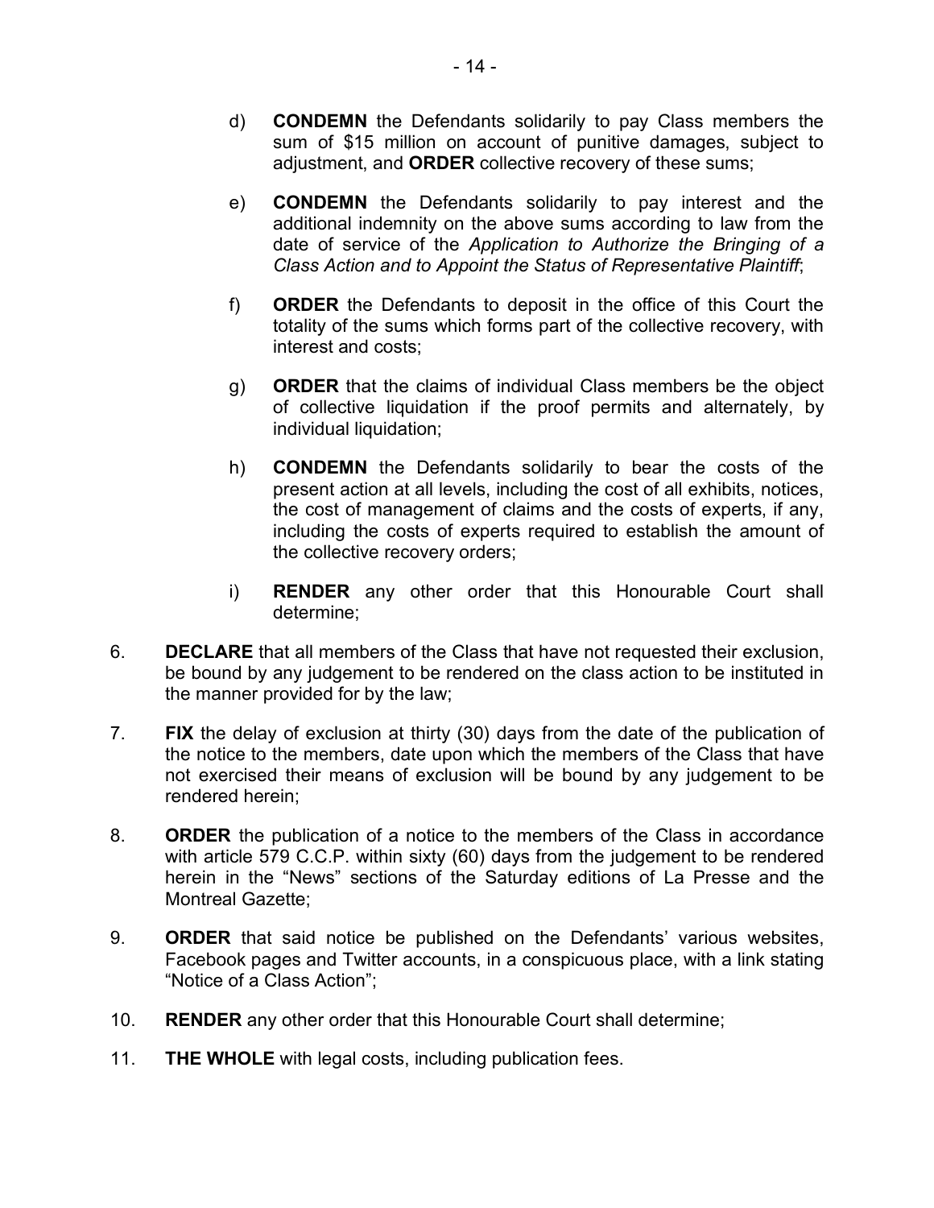d) **CONDEMN** the Defendants solidarily to pay Class members the sum of $15 million on account of punitive damages, subject to adjustment, and **ORDER** collective recovery of these sums;

e) **CONDEMN** the Defendants solidarily to pay interest and the additional indemnity on the above sums according to law from the date of service of the *Application to Authorize the Bringing of a Class Action and to Appoint the Status of Representative Plaintiff*;

f) **ORDER** the Defendants to deposit in the office of this Court the totality of the sums which forms part of the collective recovery, with interest and costs;

g) **ORDER** that the claims of individual Class members be the object of collective liquidation if the proof permits and alternately, by individual liquidation;

h) **CONDEMN** the Defendants solidarily to bear the costs of the present action at all levels, including the cost of all exhibits, notices, the cost of management of claims and the costs of experts, if any, including the costs of experts required to establish the amount of the collective recovery orders;

i) **RENDER** any other order that this Honourable Court shall determine;

6. **DECLARE** that all members of the Class that have not requested their exclusion, be bound by any judgement to be rendered on the class action to be instituted in the manner provided for by the law;

7. **FIX** the delay of exclusion at thirty (30) days from the date of the publication of the notice to the members, date upon which the members of the Class that have not exercised their means of exclusion will be bound by any judgement to be rendered herein;

8. **ORDER** the publication of a notice to the members of the Class in accordance with article 579 C.C.P. within sixty (60) days from the judgement to be rendered herein in the "News" sections of the Saturday editions of La Presse and the Montreal Gazette;

9. **ORDER** that said notice be published on the Defendants' various websites, Facebook pages and Twitter accounts, in a conspicuous place, with a link stating "Notice of a Class Action";

10. **RENDER** any other order that this Honourable Court shall determine;

11. **THE WHOLE** with legal costs, including publication fees.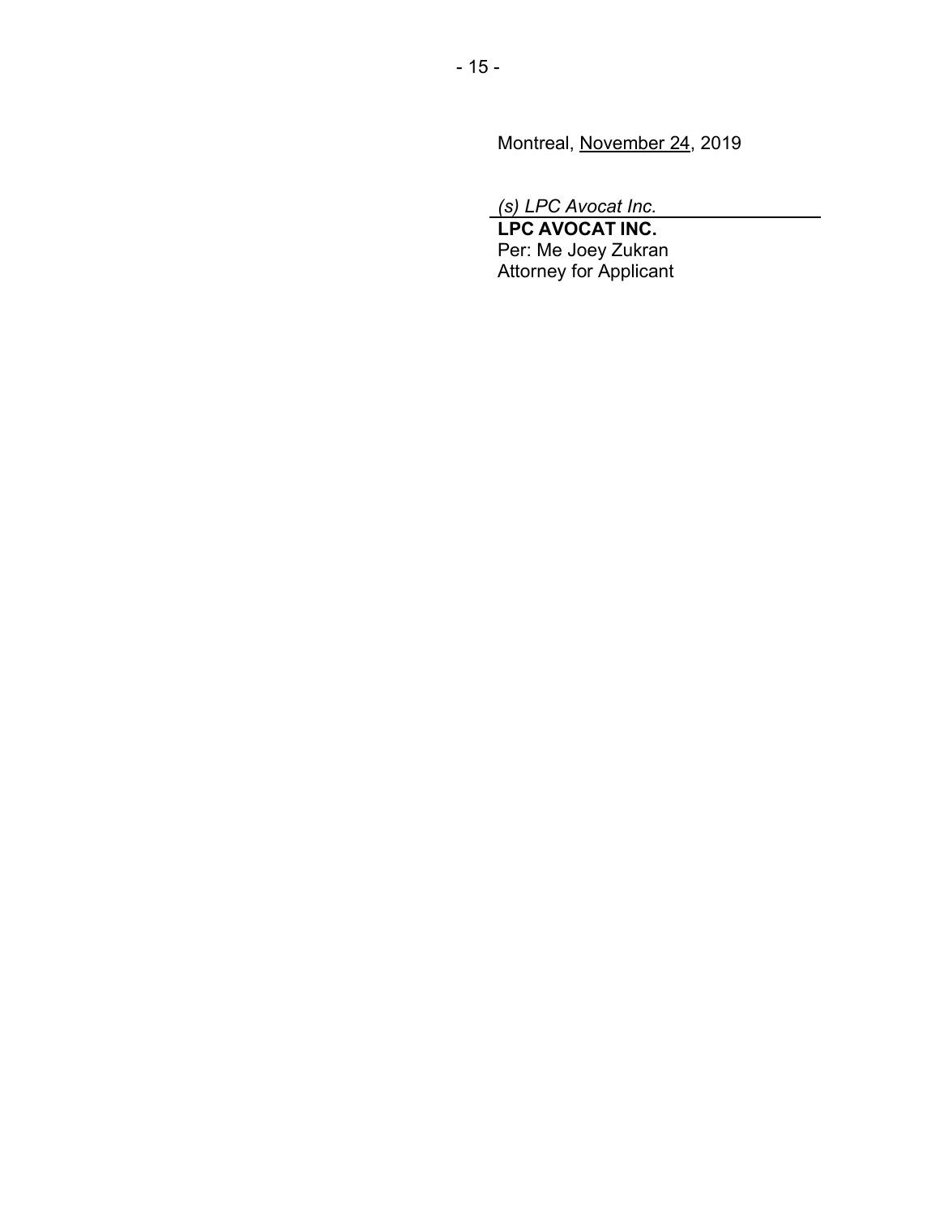Montreal, November 24, 2019

*(s) LPC Avocat Inc.*

**LPC AVOCAT INC.**
Per: Me Joey Zukran
Attorney for Applicant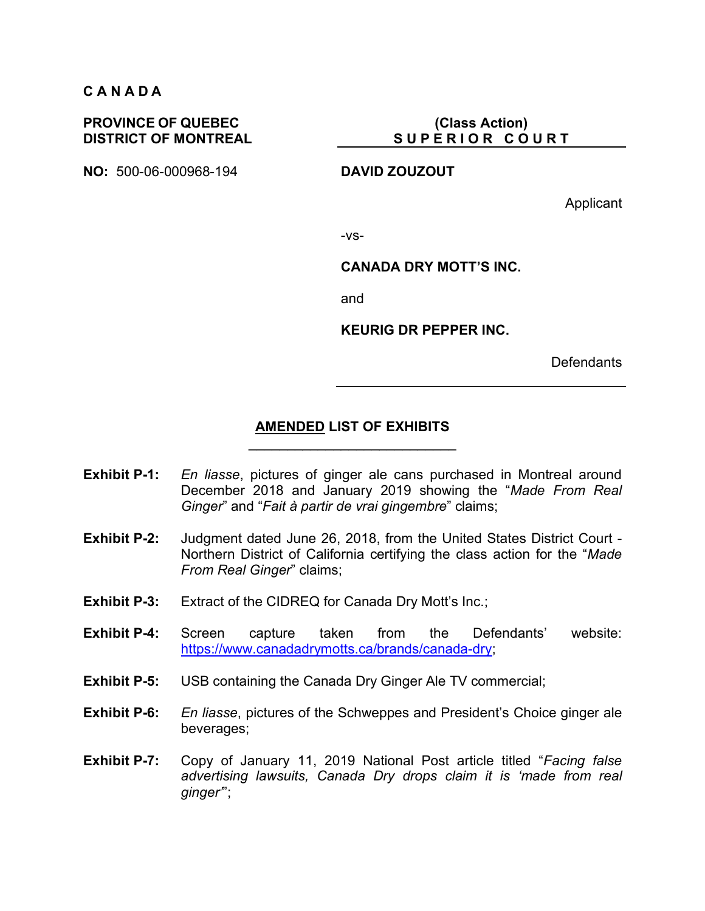**C A N A D A**

**PROVINCE OF QUEBEC**
**DISTRICT OF MONTREAL**

**NO:** 500-06-000968-194

**(Class Action)**
**S U P E R I O R  C O U R T**

**DAVID ZOUZOUT**

Applicant

-vs-

**CANADA DRY MOTT'S INC.**

and

**KEURIG DR PEPPER INC.**

Defendants

## AMENDED LIST OF EXHIBITS

**Exhibit P-1:** *En liasse*, pictures of ginger ale cans purchased in Montreal around December 2018 and January 2019 showing the "*Made From Real Ginger*" and "*Fait à partir de vrai gingembre*" claims;

**Exhibit P-2:** Judgment dated June 26, 2018, from the United States District Court - Northern District of California certifying the class action for the "*Made From Real Ginger*" claims;

**Exhibit P-3:** Extract of the CIDREQ for Canada Dry Mott's Inc.;

**Exhibit P-4:** Screen capture taken from the Defendants' website: https://www.canadadrymotts.ca/brands/canada-dry;

**Exhibit P-5:** USB containing the Canada Dry Ginger Ale TV commercial;

**Exhibit P-6:** *En liasse*, pictures of the Schweppes and President's Choice ginger ale beverages;

**Exhibit P-7:** Copy of January 11, 2019 National Post article titled "*Facing false advertising lawsuits, Canada Dry drops claim it is 'made from real ginger'*";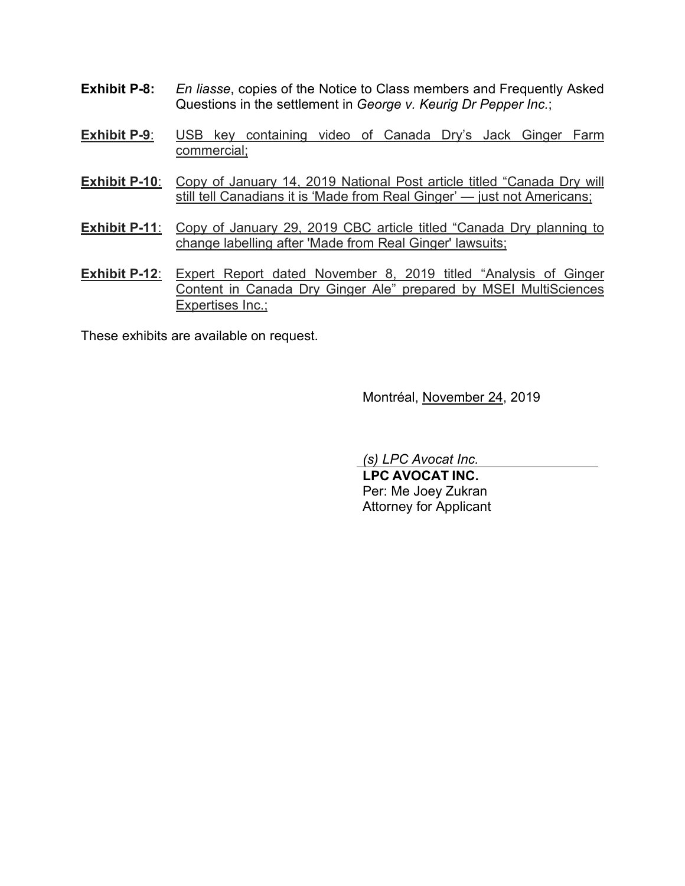**Exhibit P-8:** *En liasse*, copies of the Notice to Class members and Frequently Asked Questions in the settlement in *George v. Keurig Dr Pepper Inc.*;

<u>**Exhibit P-9**</u>: <u>USB key containing video of Canada Dry's Jack Ginger Farm commercial;</u>

<u>**Exhibit P-10**</u>: <u>Copy of January 14, 2019 National Post article titled "Canada Dry will still tell Canadians it is 'Made from Real Ginger' — just not Americans;</u>

<u>**Exhibit P-11**</u>: <u>Copy of January 29, 2019 CBC article titled "Canada Dry planning to change labelling after 'Made from Real Ginger' lawsuits;</u>

<u>**Exhibit P-12**</u>: <u>Expert Report dated November 8, 2019 titled "Analysis of Ginger Content in Canada Dry Ginger Ale" prepared by MSEI MultiSciences Expertises Inc.;</u>

These exhibits are available on request.

Montréal, <u>November 24</u>, 2019

*(s) LPC Avocat Inc.*

**LPC AVOCAT INC.**
Per: Me Joey Zukran
Attorney for Applicant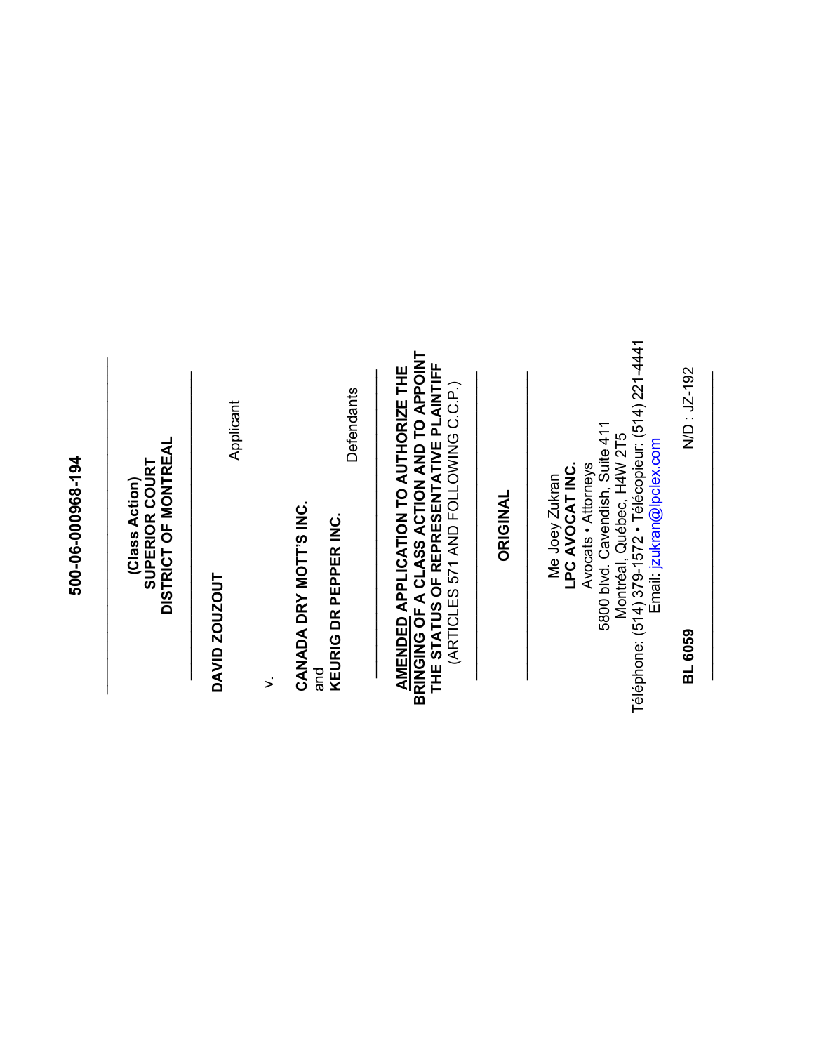**500-06-000968-194**

**(Class Action)**
**SUPERIOR COURT**
**DISTRICT OF MONTREAL**

---

**DAVID ZOUZOUT**

Applicant

v.

**CANADA DRY MOTT'S INC.**
and
**KEURIG DR PEPPER INC.**

Defendants

---

**AMENDED APPLICATION TO AUTHORIZE THE BRINGING OF A CLASS ACTION AND TO APPOINT THE STATUS OF REPRESENTATIVE PLAINTIFF**
(ARTICLES 571 AND FOLLOWING C.C.P.)

---

**ORIGINAL**

---

Me Joey Zukran
**LPC AVOCAT INC.**
Avocats • Attorneys
5800 blvd. Cavendish, Suite 411
Montréal, Québec, H4W 2T5
Téléphone: (514) 379-1572 • Télécopieur: (514) 221-4441
Email: jzukran@lpclex.com

**BL 6059** N/D : JZ-192